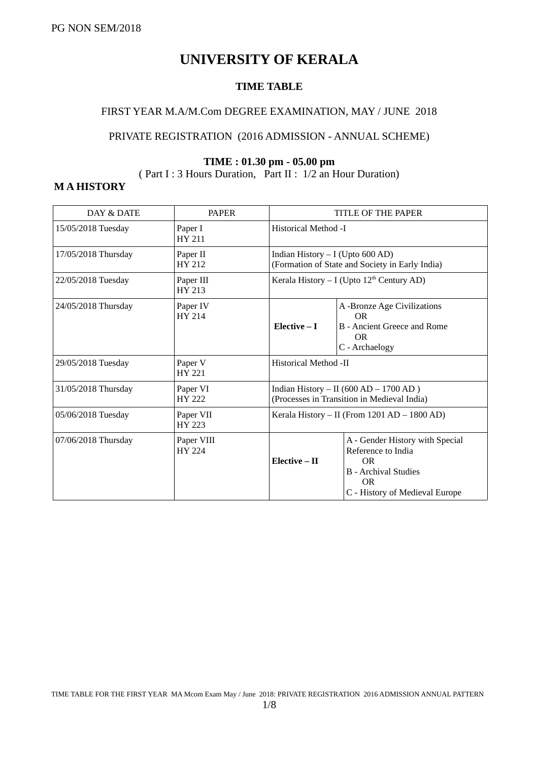PG NON SEM/2018

# UNIVERSITY OF KERALA

## TIME TABLE

FIRST YEAR M.A/M.Com DEGREE EXAMINATION, MAY / JUNE 2018

PRIVATE REGISTRATION (2016 ADMISSION - ANNUAL SCHEME)

**TIME : 01.30 pm - 05.00 pm**

( Part I : 3 Hours Duration, Part II : 1/2 an Hour Duration)

**M A HISTORY**

| DAY & DATE | PAPER | TITLE OF THE PAPER | |
|---|---|---|---|
| 15/05/2018 Tuesday | Paper I HY 211 | Historical Method -I | |
| 17/05/2018 Thursday | Paper II HY 212 | Indian History – I (Upto 600 AD) (Formation of State and Society in Early India) | |
| 22/05/2018 Tuesday | Paper III HY 213 | Kerala History – I (Upto 12th Century AD) | |
| 24/05/2018 Thursday | Paper IV HY 214 | **Elective – I** | A -Bronze Age Civilizations OR B - Ancient Greece and Rome OR C - Archaelogy |
| 29/05/2018 Tuesday | Paper V HY 221 | Historical Method -II | |
| 31/05/2018 Thursday | Paper VI HY 222 | Indian History – II (600 AD – 1700 AD ) (Processes in Transition in Medieval India) | |
| 05/06/2018 Tuesday | Paper VII HY 223 | Kerala History – II (From 1201 AD – 1800 AD) | |
| 07/06/2018 Thursday | Paper VIII HY 224 | **Elective – II** | A - Gender History with Special Reference to India OR B - Archival Studies OR C - History of Medieval Europe |

TIME TABLE FOR THE FIRST YEAR MA Mcom Exam May / June 2018: PRIVATE REGISTRATION 2016 ADMISSION ANNUAL PATTERN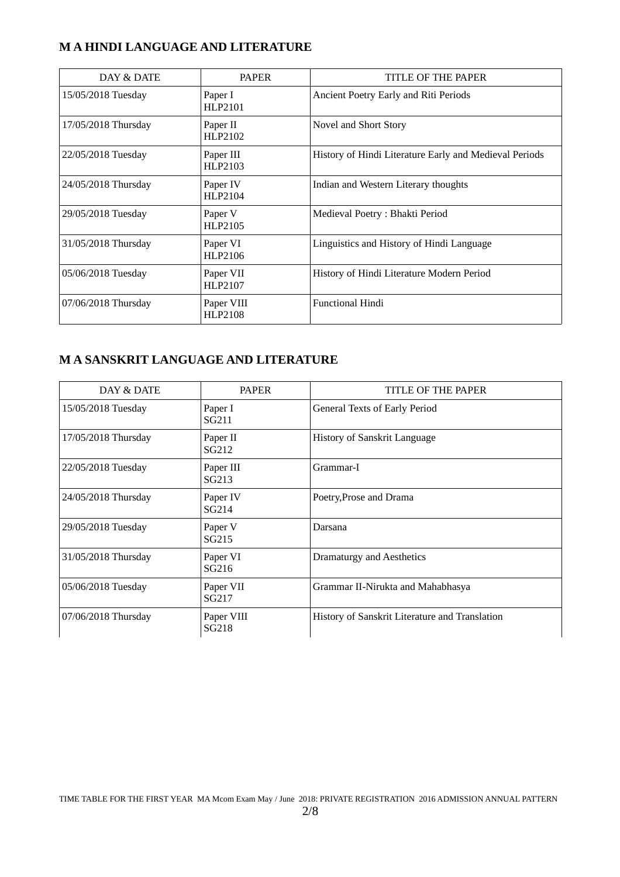## M A HINDI LANGUAGE AND LITERATURE

| DAY & DATE | PAPER | TITLE OF THE PAPER |
|---|---|---|
| 15/05/2018 Tuesday | Paper I HLP2101 | Ancient Poetry Early and Riti Periods |
| 17/05/2018 Thursday | Paper II HLP2102 | Novel and Short Story |
| 22/05/2018 Tuesday | Paper III HLP2103 | History of Hindi Literature Early and Medieval Periods |
| 24/05/2018 Thursday | Paper IV HLP2104 | Indian and Western Literary thoughts |
| 29/05/2018 Tuesday | Paper V HLP2105 | Medieval Poetry : Bhakti Period |
| 31/05/2018 Thursday | Paper VI HLP2106 | Linguistics and History of Hindi Language |
| 05/06/2018 Tuesday | Paper VII HLP2107 | History of Hindi Literature Modern Period |
| 07/06/2018 Thursday | Paper VIII HLP2108 | Functional Hindi |

## M A SANSKRIT LANGUAGE AND LITERATURE

| DAY & DATE | PAPER | TITLE OF THE PAPER |
|---|---|---|
| 15/05/2018 Tuesday | Paper I SG211 | General Texts of Early Period |
| 17/05/2018 Thursday | Paper II SG212 | History of Sanskrit Language |
| 22/05/2018 Tuesday | Paper III SG213 | Grammar-I |
| 24/05/2018 Thursday | Paper IV SG214 | Poetry,Prose and Drama |
| 29/05/2018 Tuesday | Paper V SG215 | Darsana |
| 31/05/2018 Thursday | Paper VI SG216 | Dramaturgy and Aesthetics |
| 05/06/2018 Tuesday | Paper VII SG217 | Grammar II-Nirukta and Mahabhasya |
| 07/06/2018 Thursday | Paper VIII SG218 | History of Sanskrit Literature and Translation |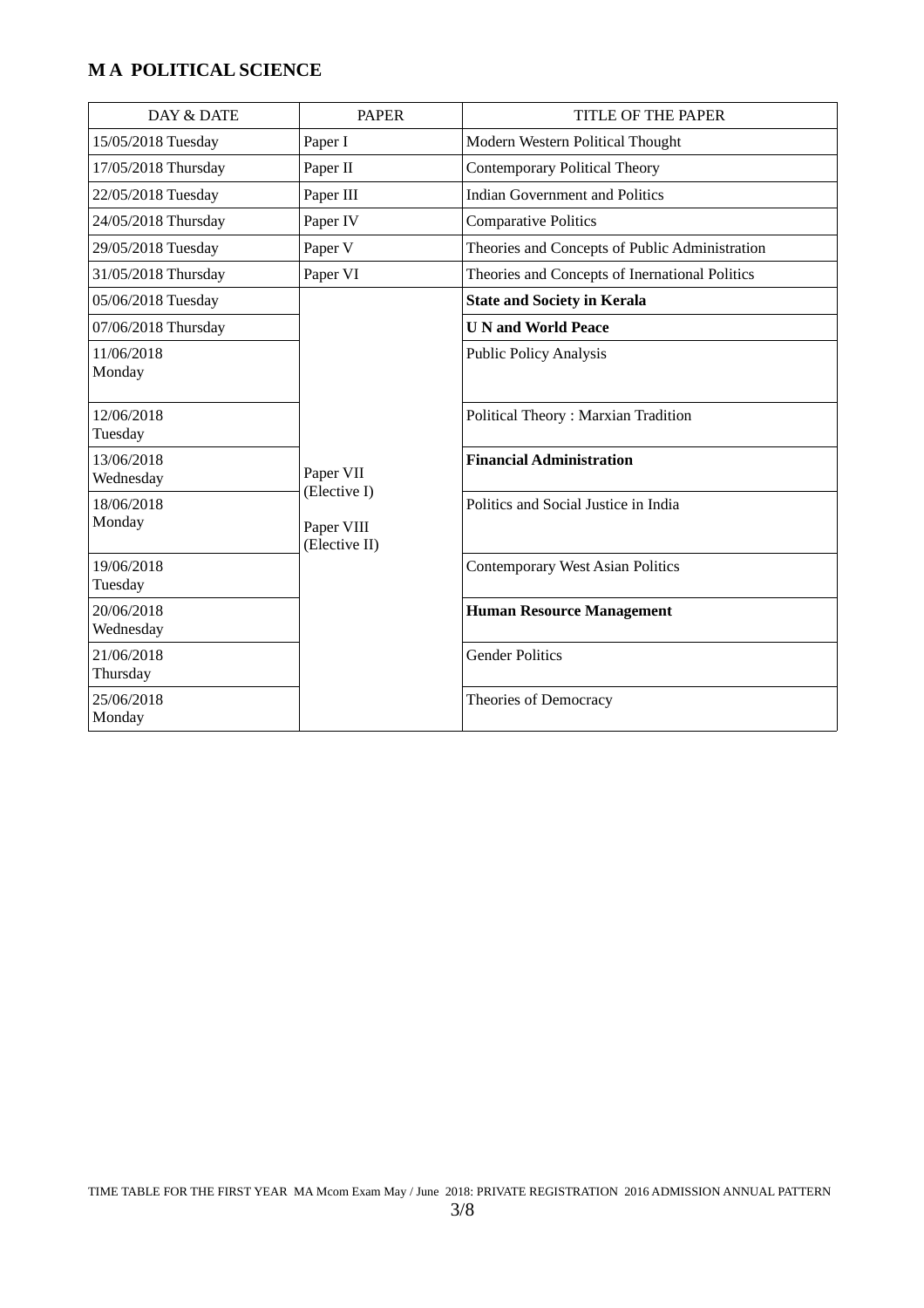## M A POLITICAL SCIENCE

| DAY & DATE | PAPER | TITLE OF THE PAPER |
|---|---|---|
| 15/05/2018 Tuesday | Paper I | Modern Western Political Thought |
| 17/05/2018 Thursday | Paper II | Contemporary Political Theory |
| 22/05/2018 Tuesday | Paper III | Indian Government and Politics |
| 24/05/2018 Thursday | Paper IV | Comparative Politics |
| 29/05/2018 Tuesday | Paper V | Theories and Concepts of Public Administration |
| 31/05/2018 Thursday | Paper VI | Theories and Concepts of Inernational Politics |
| 05/06/2018 Tuesday | Paper VII (Elective I) Paper VIII (Elective II) | **State and Society in Kerala** |
| 07/06/2018 Thursday | | **U N and World Peace** |
| 11/06/2018 Monday | | Public Policy Analysis |
| 12/06/2018 Tuesday | | Political Theory : Marxian Tradition |
| 13/06/2018 Wednesday | | **Financial Administration** |
| 18/06/2018 Monday | | Politics and Social Justice in India |
| 19/06/2018 Tuesday | | Contemporary West Asian Politics |
| 20/06/2018 Wednesday | | **Human Resource Management** |
| 21/06/2018 Thursday | | Gender Politics |
| 25/06/2018 Monday | | Theories of Democracy |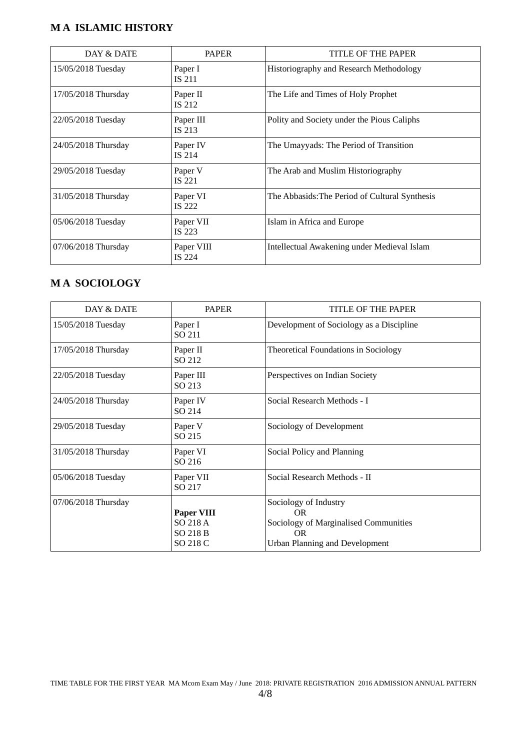## M A ISLAMIC HISTORY

| DAY & DATE | PAPER | TITLE OF THE PAPER |
|---|---|---|
| 15/05/2018 Tuesday | Paper I<br>IS 211 | Historiography and Research Methodology |
| 17/05/2018 Thursday | Paper II<br>IS 212 | The Life and Times of Holy Prophet |
| 22/05/2018 Tuesday | Paper III<br>IS 213 | Polity and Society under the Pious Caliphs |
| 24/05/2018 Thursday | Paper IV<br>IS 214 | The Umayyads: The Period of Transition |
| 29/05/2018 Tuesday | Paper V<br>IS 221 | The Arab and Muslim Historiography |
| 31/05/2018 Thursday | Paper VI<br>IS 222 | The Abbasids:The Period of Cultural Synthesis |
| 05/06/2018 Tuesday | Paper VII<br>IS 223 | Islam in Africa and Europe |
| 07/06/2018 Thursday | Paper VIII<br>IS 224 | Intellectual Awakening under Medieval Islam |

## M A SOCIOLOGY

| DAY & DATE | PAPER | TITLE OF THE PAPER |
|---|---|---|
| 15/05/2018 Tuesday | Paper I<br>SO 211 | Development of Sociology as a Discipline |
| 17/05/2018 Thursday | Paper II<br>SO 212 | Theoretical Foundations in Sociology |
| 22/05/2018 Tuesday | Paper III<br>SO 213 | Perspectives on Indian Society |
| 24/05/2018 Thursday | Paper IV<br>SO 214 | Social Research Methods - I |
| 29/05/2018 Tuesday | Paper V<br>SO 215 | Sociology of Development |
| 31/05/2018 Thursday | Paper VI<br>SO 216 | Social Policy and Planning |
| 05/06/2018 Tuesday | Paper VII<br>SO 217 | Social Research Methods - II |
| 07/06/2018 Thursday | **Paper VIII**<br>SO 218 A<br>SO 218 B<br>SO 218 C | Sociology of Industry<br>OR<br>Sociology of Marginalised Communities<br>OR<br>Urban Planning and Development |

TIME TABLE FOR THE FIRST YEAR MA Mcom Exam May / June 2018: PRIVATE REGISTRATION 2016 ADMISSION ANNUAL PATTERN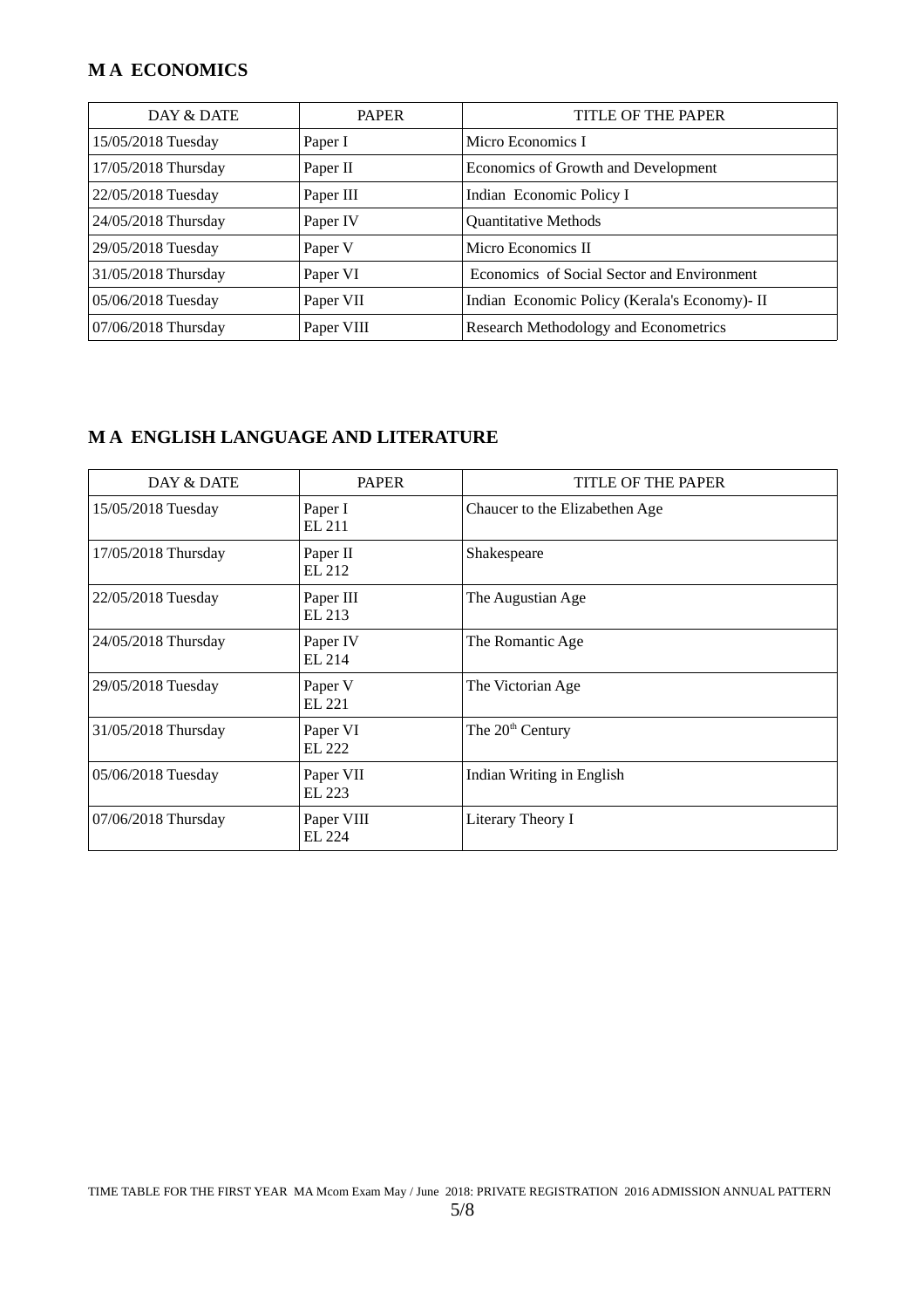## M A ECONOMICS

| DAY & DATE | PAPER | TITLE OF THE PAPER |
|---|---|---|
| 15/05/2018 Tuesday | Paper I | Micro Economics I |
| 17/05/2018 Thursday | Paper II | Economics of Growth and Development |
| 22/05/2018 Tuesday | Paper III | Indian Economic Policy I |
| 24/05/2018 Thursday | Paper IV | Quantitative Methods |
| 29/05/2018 Tuesday | Paper V | Micro Economics II |
| 31/05/2018 Thursday | Paper VI | Economics of Social Sector and Environment |
| 05/06/2018 Tuesday | Paper VII | Indian Economic Policy (Kerala's Economy)- II |
| 07/06/2018 Thursday | Paper VIII | Research Methodology and Econometrics |

## M A ENGLISH LANGUAGE AND LITERATURE

| DAY & DATE | PAPER | TITLE OF THE PAPER |
|---|---|---|
| 15/05/2018 Tuesday | Paper I EL 211 | Chaucer to the Elizabethen Age |
| 17/05/2018 Thursday | Paper II EL 212 | Shakespeare |
| 22/05/2018 Tuesday | Paper III EL 213 | The Augustian Age |
| 24/05/2018 Thursday | Paper IV EL 214 | The Romantic Age |
| 29/05/2018 Tuesday | Paper V EL 221 | The Victorian Age |
| 31/05/2018 Thursday | Paper VI EL 222 | The 20th Century |
| 05/06/2018 Tuesday | Paper VII EL 223 | Indian Writing in English |
| 07/06/2018 Thursday | Paper VIII EL 224 | Literary Theory I |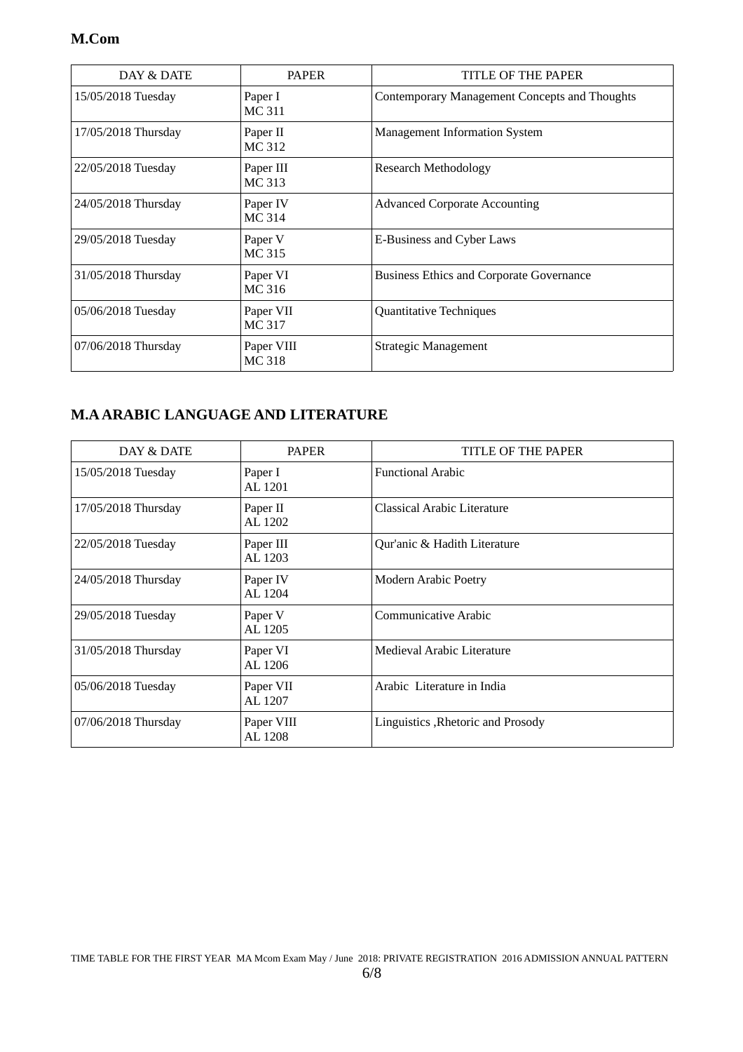## M.Com

| DAY & DATE | PAPER | TITLE OF THE PAPER |
|---|---|---|
| 15/05/2018 Tuesday | Paper I MC 311 | Contemporary Management Concepts and Thoughts |
| 17/05/2018 Thursday | Paper II MC 312 | Management Information System |
| 22/05/2018 Tuesday | Paper III MC 313 | Research Methodology |
| 24/05/2018 Thursday | Paper IV MC 314 | Advanced Corporate Accounting |
| 29/05/2018 Tuesday | Paper V MC 315 | E-Business and Cyber Laws |
| 31/05/2018 Thursday | Paper VI MC 316 | Business Ethics and Corporate Governance |
| 05/06/2018 Tuesday | Paper VII MC 317 | Quantitative Techniques |
| 07/06/2018 Thursday | Paper VIII MC 318 | Strategic Management |

## M.A ARABIC LANGUAGE AND LITERATURE

| DAY & DATE | PAPER | TITLE OF THE PAPER |
|---|---|---|
| 15/05/2018 Tuesday | Paper I AL 1201 | Functional Arabic |
| 17/05/2018 Thursday | Paper II AL 1202 | Classical Arabic Literature |
| 22/05/2018 Tuesday | Paper III AL 1203 | Qur'anic & Hadith Literature |
| 24/05/2018 Thursday | Paper IV AL 1204 | Modern Arabic Poetry |
| 29/05/2018 Tuesday | Paper V AL 1205 | Communicative Arabic |
| 31/05/2018 Thursday | Paper VI AL 1206 | Medieval Arabic Literature |
| 05/06/2018 Tuesday | Paper VII AL 1207 | Arabic Literature in India |
| 07/06/2018 Thursday | Paper VIII AL 1208 | Linguistics ,Rhetoric and Prosody |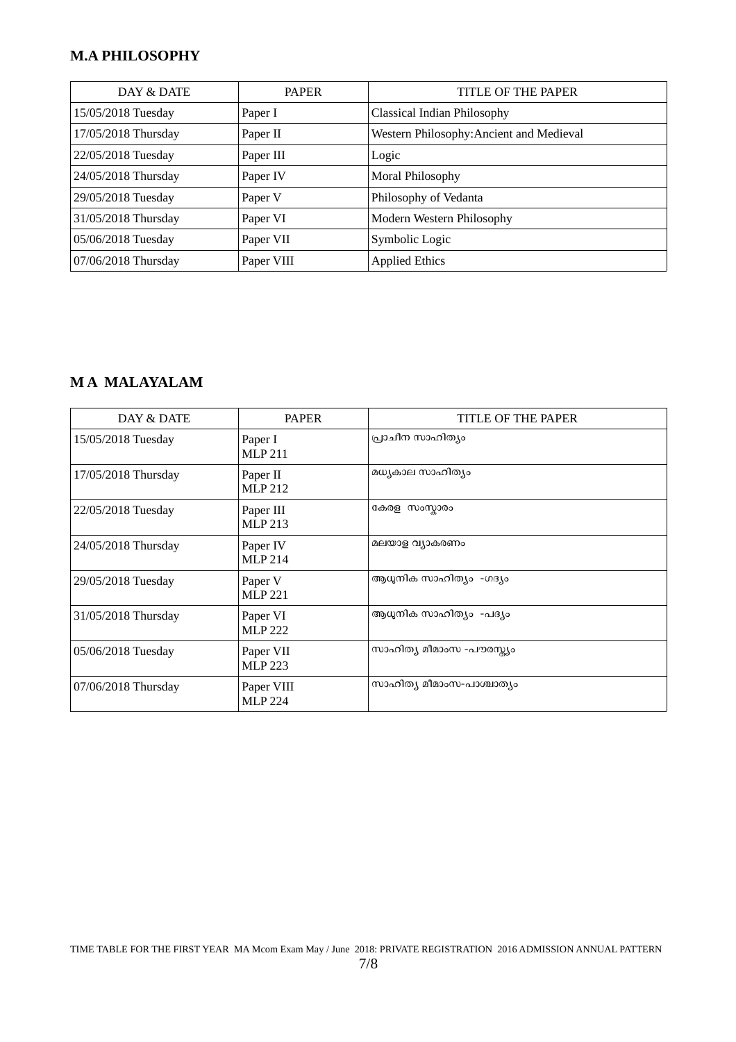## M.A PHILOSOPHY

| DAY & DATE | PAPER | TITLE OF THE PAPER |
|---|---|---|
| 15/05/2018 Tuesday | Paper I | Classical Indian Philosophy |
| 17/05/2018 Thursday | Paper II | Western Philosophy:Ancient and Medieval |
| 22/05/2018 Tuesday | Paper III | Logic |
| 24/05/2018 Thursday | Paper IV | Moral Philosophy |
| 29/05/2018 Tuesday | Paper V | Philosophy of Vedanta |
| 31/05/2018 Thursday | Paper VI | Modern Western Philosophy |
| 05/06/2018 Tuesday | Paper VII | Symbolic Logic |
| 07/06/2018 Thursday | Paper VIII | Applied Ethics |

## M A MALAYALAM

| DAY & DATE | PAPER | TITLE OF THE PAPER |
|---|---|---|
| 15/05/2018 Tuesday | Paper I MLP 211 | പ്രാചീന സാഹിത്യം |
| 17/05/2018 Thursday | Paper II MLP 212 | മധ്യകാല സാഹിത്യം |
| 22/05/2018 Tuesday | Paper III MLP 213 | കേരള സംസ്കാരം |
| 24/05/2018 Thursday | Paper IV MLP 214 | മലയാള വ്യാകരണം |
| 29/05/2018 Tuesday | Paper V MLP 221 | ആധുനിക സാഹിത്യം -ഗദ്യം |
| 31/05/2018 Thursday | Paper VI MLP 222 | ആധുനിക സാഹിത്യം -പദ്യം |
| 05/06/2018 Tuesday | Paper VII MLP 223 | സാഹിത്യ മീമാംസ -പൗരസ്ത്യം |
| 07/06/2018 Thursday | Paper VIII MLP 224 | സാഹിത്യ മീമാംസ-പാശ്ചാത്യം |

TIME TABLE FOR THE FIRST YEAR MA Mcom Exam May / June 2018: PRIVATE REGISTRATION 2016 ADMISSION ANNUAL PATTERN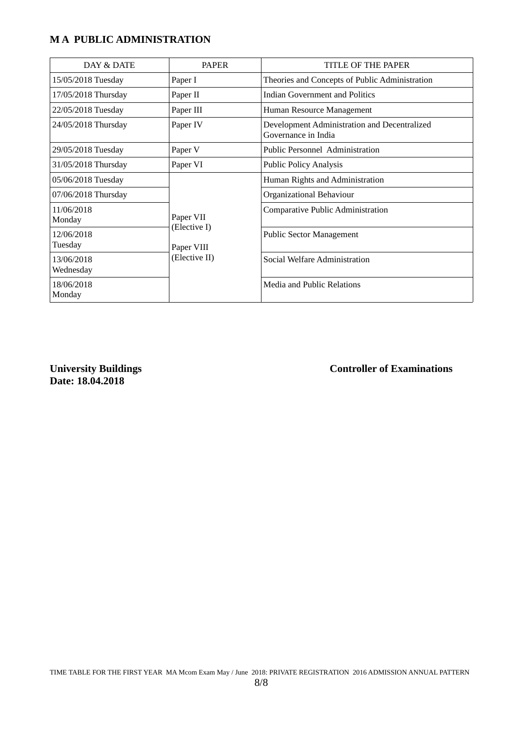**M A PUBLIC ADMINISTRATION**

| DAY & DATE | PAPER | TITLE OF THE PAPER |
|---|---|---|
| 15/05/2018 Tuesday | Paper I | Theories and Concepts of Public Administration |
| 17/05/2018 Thursday | Paper II | Indian Government and Politics |
| 22/05/2018 Tuesday | Paper III | Human Resource Management |
| 24/05/2018 Thursday | Paper IV | Development Administration and Decentralized Governance in India |
| 29/05/2018 Tuesday | Paper V | Public Personnel Administration |
| 31/05/2018 Thursday | Paper VI | Public Policy Analysis |
| 05/06/2018 Tuesday | Paper VII (Elective I) Paper VIII (Elective II) | Human Rights and Administration |
| 07/06/2018 Thursday | | Organizational Behaviour |
| 11/06/2018 Monday | | Comparative Public Administration |
| 12/06/2018 Tuesday | | Public Sector Management |
| 13/06/2018 Wednesday | | Social Welfare Administration |
| 18/06/2018 Monday | | Media and Public Relations |

**University Buildings**
**Date: 18.04.2018**

**Controller of Examinations**

TIME TABLE FOR THE FIRST YEAR MA Mcom Exam May / June 2018: PRIVATE REGISTRATION 2016 ADMISSION ANNUAL PATTERN